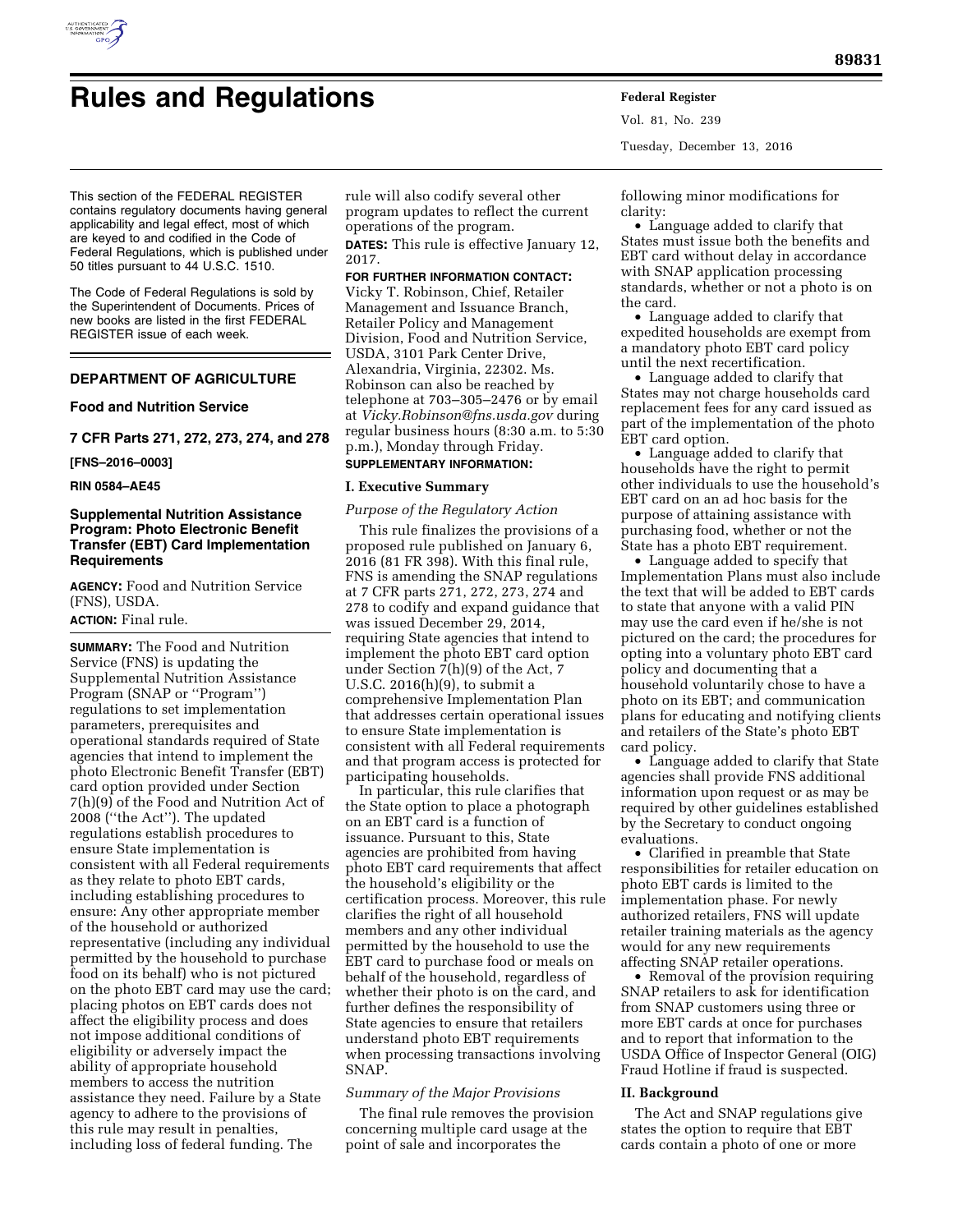# Rules and Registrations

This section of the FEDERAL REGISTER contains regulatory documents having general applicability and legal effect, most of which are keyed to and codified in the Code of Federal Regulations, which is published under 50 titles pursuant to 44 U.S.C. 1510.

The Code of Federal Regulations is sold by the Superintendent of Documents. Prices of new books are listed in the first FEDERAL REGISTER issue of each week.

## DEPARTMENT OF AGRICULTURE

### Food and Nutrition Service

### 7 CFR Parts 271, 272, 273, 274, and 278

**[FNS–2016–0003]**

**RIN 0584–AE45**

### Supplemental Nutrition Assistance Program: Photo Electronic Benefit Transfer (EBT) Card Implementation Requirements

**AGENCY:** Food and Nutrition Service (FNS), USDA.

**ACTION:** Final rule.

**SUMMARY:** The Food and Nutrition Service (FNS) is updating the Supplemental Nutrition Assistance Program (SNAP or ''Program'') regulations to set implementation parameters, prerequisites and operational standards required of State agencies that intend to implement the photo Electronic Benefit Transfer (EBT) card option provided under Section 7(h)(9) of the Food and Nutrition Act of 2008 (''the Act''). The updated regulations establish procedures to ensure State implementation is consistent with all Federal requirements as they relate to photo EBT cards, including establishing procedures to ensure: Any other appropriate member of the household or authorized representative (including any individual permitted by the household to purchase food on its behalf) who is not pictured on the photo EBT card may use the card; placing photos on EBT cards does not affect the eligibility process and does not impose additional conditions of eligibility or adversely impact the ability of appropriate household members to access the nutrition assistance they need. Failure by a State agency to adhere to the provisions of this rule may result in penalties, including loss of federal funding. The rule will also codify several other program updates to reflect the current operations of the program.

**DATES:** This rule is effective January 12, 2017.

**FOR FURTHER INFORMATION CONTACT:** Vicky T. Robinson, Chief, Retailer Management and Issuance Branch, Retailer Policy and Management Division, Food and Nutrition Service, USDA, 3101 Park Center Drive, Alexandria, Virginia, 22302. Ms. Robinson can also be reached by telephone at 703–305–2476 or by email at *Vicky.Robinson@fns.usda.gov* during regular business hours (8:30 a.m. to 5:30 p.m.), Monday through Friday.

**SUPPLEMENTARY INFORMATION:**

## I. Executive Summary

*Purpose of the Regulatory Action*

This rule finalizes the provisions of a proposed rule published on January 6, 2016 (81 FR 398). With this final rule, FNS is amending the SNAP regulations at 7 CFR parts 271, 272, 273, 274 and 278 to codify and expand guidance that was issued December 29, 2014, requiring State agencies that intend to implement the photo EBT card option under Section 7(h)(9) of the Act, 7 U.S.C. 2016(h)(9), to submit a comprehensive Implementation Plan that addresses certain operational issues to ensure State implementation is consistent with all Federal requirements and that program access is protected for participating households.

In particular, this rule clarifies that the State option to place a photograph on an EBT card is a function of issuance. Pursuant to this, State agencies are prohibited from having photo EBT card requirements that affect the household's eligibility or the certification process. Moreover, this rule clarifies the right of all household members and any other individual permitted by the household to use the EBT card to purchase food or meals on behalf of the household, regardless of whether their photo is on the card, and further defines the responsibility of State agencies to ensure that retailers understand photo EBT requirements when processing transactions involving SNAP.

*Summary of the Major Provisions*

The final rule removes the provision concerning multiple card usage at the point of sale and incorporates the following minor modifications for clarity:

- Language added to clarify that States must issue both the benefits and EBT card without delay in accordance with SNAP application processing standards, whether or not a photo is on the card.
- Language added to clarify that expedited households are exempt from a mandatory photo EBT card policy until the next recertification.
- Language added to clarify that States may not charge households card replacement fees for any card issued as part of the implementation of the photo EBT card option.
- Language added to clarify that households have the right to permit other individuals to use the household's EBT card on an ad hoc basis for the purpose of attaining assistance with purchasing food, whether or not the State has a photo EBT requirement.
- Language added to specify that Implementation Plans must also include the text that will be added to EBT cards to state that anyone with a valid PIN may use the card even if he/she is not pictured on the card; the procedures for opting into a voluntary photo EBT card policy and documenting that a household voluntarily chose to have a photo on its EBT; and communication plans for educating and notifying clients and retailers of the State's photo EBT card policy.
- Language added to clarify that State agencies shall provide FNS additional information upon request or as may be required by other guidelines established by the Secretary to conduct ongoing evaluations.
- Clarified in preamble that State responsibilities for retailer education on photo EBT cards is limited to the implementation phase. For newly authorized retailers, FNS will update retailer training materials as the agency would for any new requirements affecting SNAP retailer operations.
- Removal of the provision requiring SNAP retailers to ask for identification from SNAP customers using three or more EBT cards at once for purchases and to report that information to the USDA Office of Inspector General (OIG) Fraud Hotline if fraud is suspected.

## II. Background

The Act and SNAP regulations give states the option to require that EBT cards contain a photo of one or more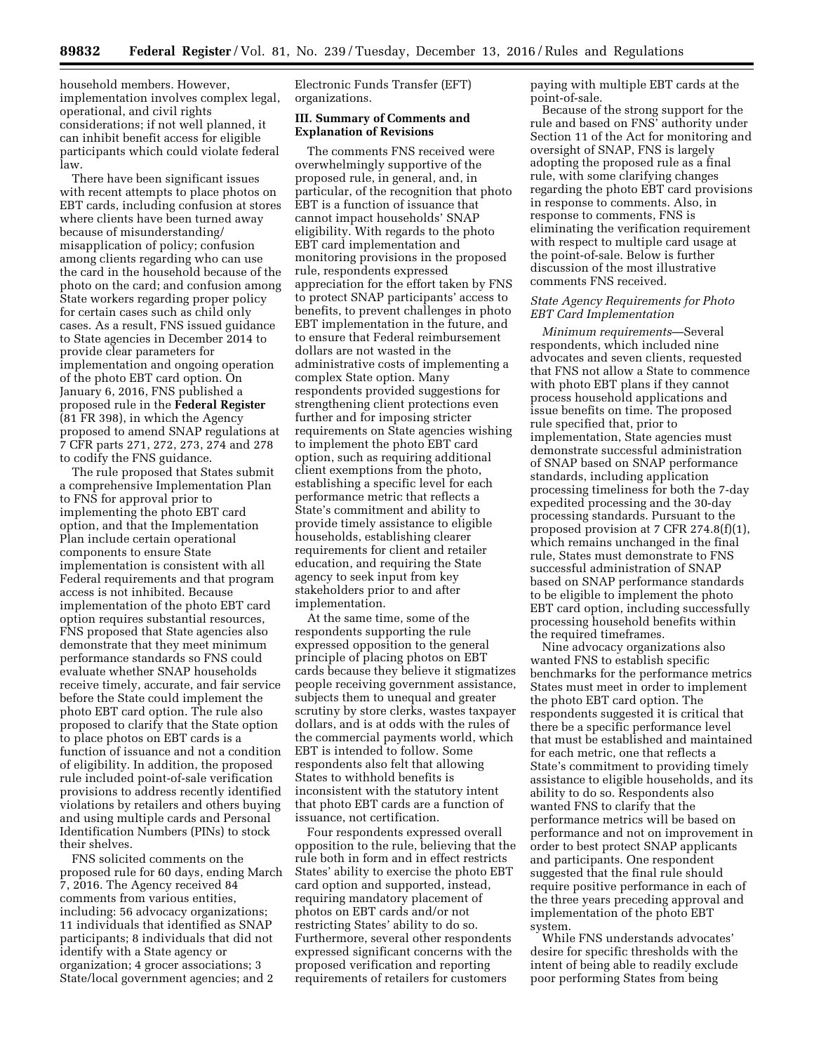household members. However, implementation involves complex legal, operational, and civil rights considerations; if not well planned, it can inhibit benefit access for eligible participants which could violate federal law.

There have been significant issues with recent attempts to place photos on EBT cards, including confusion at stores where clients have been turned away because of misunderstanding/misapplication of policy; confusion among clients regarding who can use the card in the household because of the photo on the card; and confusion among State workers regarding proper policy for certain cases such as child only cases. As a result, FNS issued guidance to State agencies in December 2014 to provide clear parameters for implementation and ongoing operation of the photo EBT card option. On January 6, 2016, FNS published a proposed rule in the **Federal Register** (81 FR 398), in which the Agency proposed to amend SNAP regulations at 7 CFR parts 271, 272, 273, 274 and 278 to codify the FNS guidance.

The rule proposed that States submit a comprehensive Implementation Plan to FNS for approval prior to implementing the photo EBT card option, and that the Implementation Plan include certain operational components to ensure State implementation is consistent with all Federal requirements and that program access is not inhibited. Because implementation of the photo EBT card option requires substantial resources, FNS proposed that State agencies also demonstrate that they meet minimum performance standards so FNS could evaluate whether SNAP households receive timely, accurate, and fair service before the State could implement the photo EBT card option. The rule also proposed to clarify that the State option to place photos on EBT cards is a function of issuance and not a condition of eligibility. In addition, the proposed rule included point-of-sale verification provisions to address recently identified violations by retailers and others buying and using multiple cards and Personal Identification Numbers (PINs) to stock their shelves.

FNS solicited comments on the proposed rule for 60 days, ending March 7, 2016. The Agency received 84 comments from various entities, including: 56 advocacy organizations; 11 individuals that identified as SNAP participants; 8 individuals that did not identify with a State agency or organization; 4 grocer associations; 3 State/local government agencies; and 2 Electronic Funds Transfer (EFT) organizations.

## III. Summary of Comments and Explanation of Revisions

The comments FNS received were overwhelmingly supportive of the proposed rule, in general, and, in particular, of the recognition that photo EBT is a function of issuance that cannot impact households' SNAP eligibility. With regards to the photo EBT card implementation and monitoring provisions in the proposed rule, respondents expressed appreciation for the effort taken by FNS to protect SNAP participants' access to benefits, to prevent challenges in photo EBT implementation in the future, and to ensure that Federal reimbursement dollars are not wasted in the administrative costs of implementing a complex State option. Many respondents provided suggestions for strengthening client protections even further and for imposing stricter requirements on State agencies wishing to implement the photo EBT card option, such as requiring additional client exemptions from the photo, establishing a specific level for each performance metric that reflects a State's commitment and ability to provide timely assistance to eligible households, establishing clearer requirements for client and retailer education, and requiring the State agency to seek input from key stakeholders prior to and after implementation.

At the same time, some of the respondents supporting the rule expressed opposition to the general principle of placing photos on EBT cards because they believe it stigmatizes people receiving government assistance, subjects them to unequal and greater scrutiny by store clerks, wastes taxpayer dollars, and is at odds with the rules of the commercial payments world, which EBT is intended to follow. Some respondents also felt that allowing States to withhold benefits is inconsistent with the statutory intent that photo EBT cards are a function of issuance, not certification.

Four respondents expressed overall opposition to the rule, believing that the rule both in form and in effect restricts States' ability to exercise the photo EBT card option and supported, instead, requiring mandatory placement of photos on EBT cards and/or not restricting States' ability to do so. Furthermore, several other respondents expressed significant concerns with the proposed verification and reporting requirements of retailers for customers paying with multiple EBT cards at the point-of-sale.

Because of the strong support for the rule and based on FNS' authority under Section 11 of the Act for monitoring and oversight of SNAP, FNS is largely adopting the proposed rule as a final rule, with some clarifying changes regarding the photo EBT card provisions in response to comments. Also, in response to comments, FNS is eliminating the verification requirement with respect to multiple card usage at the point-of-sale. Below is further discussion of the most illustrative comments FNS received.

### *State Agency Requirements for Photo EBT Card Implementation*

*Minimum requirements*—Several respondents, which included nine advocates and seven clients, requested that FNS not allow a State to commence with photo EBT plans if they cannot process household applications and issue benefits on time. The proposed rule specified that, prior to implementation, State agencies must demonstrate successful administration of SNAP based on SNAP performance standards, including application processing timeliness for both the 7-day expedited processing and the 30-day processing standards. Pursuant to the proposed provision at 7 CFR 274.8(f)(1), which remains unchanged in the final rule, States must demonstrate to FNS successful administration of SNAP based on SNAP performance standards to be eligible to implement the photo EBT card option, including successfully processing household benefits within the required timeframes.

Nine advocacy organizations also wanted FNS to establish specific benchmarks for the performance metrics States must meet in order to implement the photo EBT card option. The respondents suggested it is critical that there be a specific performance level that must be established and maintained for each metric, one that reflects a State's commitment to providing timely assistance to eligible households, and its ability to do so. Respondents also wanted FNS to clarify that the performance metrics will be based on performance and not on improvement in order to best protect SNAP applicants and participants. One respondent suggested that the final rule should require positive performance in each of the three years preceding approval and implementation of the photo EBT system.

While FNS understands advocates' desire for specific thresholds with the intent of being able to readily exclude poor performing States from being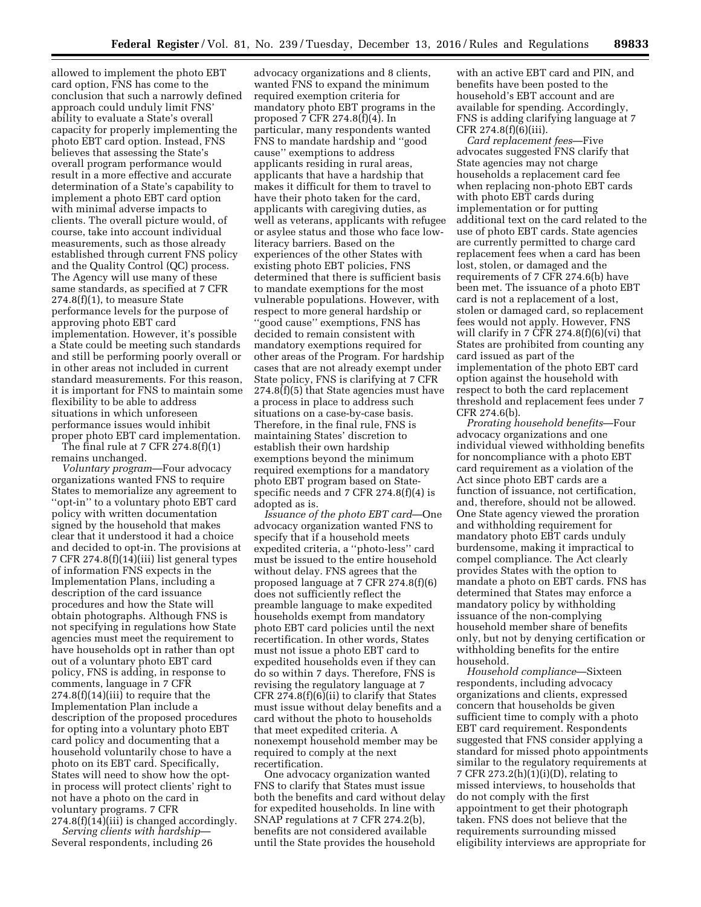allowed to implement the photo EBT card option, FNS has come to the conclusion that such a narrowly defined approach could unduly limit FNS' ability to evaluate a State's overall capacity for properly implementing the photo EBT card option. Instead, FNS believes that assessing the State's overall program performance would result in a more effective and accurate determination of a State's capability to implement a photo EBT card option with minimal adverse impacts to clients. The overall picture would, of course, take into account individual measurements, such as those already established through current FNS policy and the Quality Control (QC) process. The Agency will use many of these same standards, as specified at 7 CFR 274.8(f)(1), to measure State performance levels for the purpose of approving photo EBT card implementation. However, it's possible a State could be meeting such standards and still be performing poorly overall or in other areas not included in current standard measurements. For this reason, it is important for FNS to maintain some flexibility to be able to address situations in which unforeseen performance issues would inhibit proper photo EBT card implementation.

The final rule at 7 CFR 274.8(f)(1) remains unchanged.

*Voluntary program*—Four advocacy organizations wanted FNS to require States to memorialize any agreement to ''opt-in'' to a voluntary photo EBT card policy with written documentation signed by the household that makes clear that it understood it had a choice and decided to opt-in. The provisions at 7 CFR 274.8(f)(14)(iii) list general types of information FNS expects in the Implementation Plans, including a description of the card issuance procedures and how the State will obtain photographs. Although FNS is not specifying in regulations how State agencies must meet the requirement to have households opt in rather than opt out of a voluntary photo EBT card policy, FNS is adding, in response to comments, language in 7 CFR 274.8(f)(14)(iii) to require that the Implementation Plan include a description of the proposed procedures for opting into a voluntary photo EBT card policy and documenting that a household voluntarily chose to have a photo on its EBT card. Specifically, States will need to show how the opt-in process will protect clients' right to not have a photo on the card in voluntary programs. 7 CFR 274.8(f)(14)(iii) is changed accordingly.

*Serving clients with hardship*—Several respondents, including 26 advocacy organizations and 8 clients, wanted FNS to expand the minimum required exemption criteria for mandatory photo EBT programs in the proposed 7 CFR 274.8(f)(4). In particular, many respondents wanted FNS to mandate hardship and ''good cause'' exemptions to address applicants residing in rural areas, applicants that have a hardship that makes it difficult for them to travel to have their photo taken for the card, applicants with caregiving duties, as well as veterans, applicants with refugee or asylee status and those who face low-literacy barriers. Based on the experiences of the other States with existing photo EBT policies, FNS determined that there is sufficient basis to mandate exemptions for the most vulnerable populations. However, with respect to more general hardship or ''good cause'' exemptions, FNS has decided to remain consistent with mandatory exemptions required for other areas of the Program. For hardship cases that are not already exempt under State policy, FNS is clarifying at 7 CFR 274.8(f)(5) that State agencies must have a process in place to address such situations on a case-by-case basis. Therefore, in the final rule, FNS is maintaining States' discretion to establish their own hardship exemptions beyond the minimum required exemptions for a mandatory photo EBT program based on State-specific needs and 7 CFR 274.8(f)(4) is adopted as is.

*Issuance of the photo EBT card*—One advocacy organization wanted FNS to specify that if a household meets expedited criteria, a ''photo-less'' card must be issued to the entire household without delay. FNS agrees that the proposed language at 7 CFR 274.8(f)(6) does not sufficiently reflect the preamble language to make expedited households exempt from mandatory photo EBT card policies until the next recertification. In other words, States must not issue a photo EBT card to expedited households even if they can do so within 7 days. Therefore, FNS is revising the regulatory language at 7 CFR 274.8(f)(6)(ii) to clarify that States must issue without delay benefits and a card without the photo to households that meet expedited criteria. A nonexempt household member may be required to comply at the next recertification.

One advocacy organization wanted FNS to clarify that States must issue both the benefits and card without delay for expedited households. In line with SNAP regulations at 7 CFR 274.2(b), benefits are not considered available until the State provides the household with an active EBT card and PIN, and benefits have been posted to the household's EBT account and are available for spending. Accordingly, FNS is adding clarifying language at 7 CFR 274.8(f)(6)(iii).

*Card replacement fees*—Five advocates suggested FNS clarify that State agencies may not charge households a replacement card fee when replacing non-photo EBT cards with photo EBT cards during implementation or for putting additional text on the card related to the use of photo EBT cards. State agencies are currently permitted to charge card replacement fees when a card has been lost, stolen, or damaged and the requirements of 7 CFR 274.6(b) have been met. The issuance of a photo EBT card is not a replacement of a lost, stolen or damaged card, so replacement fees would not apply. However, FNS will clarify in 7 CFR 274.8(f)(6)(vi) that States are prohibited from counting any card issued as part of the implementation of the photo EBT card option against the household with respect to both the card replacement threshold and replacement fees under 7 CFR 274.6(b).

*Prorating household benefits*—Four advocacy organizations and one individual viewed withholding benefits for noncompliance with a photo EBT card requirement as a violation of the Act since photo EBT cards are a function of issuance, not certification, and, therefore, should not be allowed. One State agency viewed the proration and withholding requirement for mandatory photo EBT cards unduly burdensome, making it impractical to compel compliance. The Act clearly provides States with the option to mandate a photo on EBT cards. FNS has determined that States may enforce a mandatory policy by withholding issuance of the non-complying household member share of benefits only, but not by denying certification or withholding benefits for the entire household.

*Household compliance*—Sixteen respondents, including advocacy organizations and clients, expressed concern that households be given sufficient time to comply with a photo EBT card requirement. Respondents suggested that FNS consider applying a standard for missed photo appointments similar to the regulatory requirements at 7 CFR 273.2(h)(1)(i)(D), relating to missed interviews, to households that do not comply with the first appointment to get their photograph taken. FNS does not believe that the requirements surrounding missed eligibility interviews are appropriate for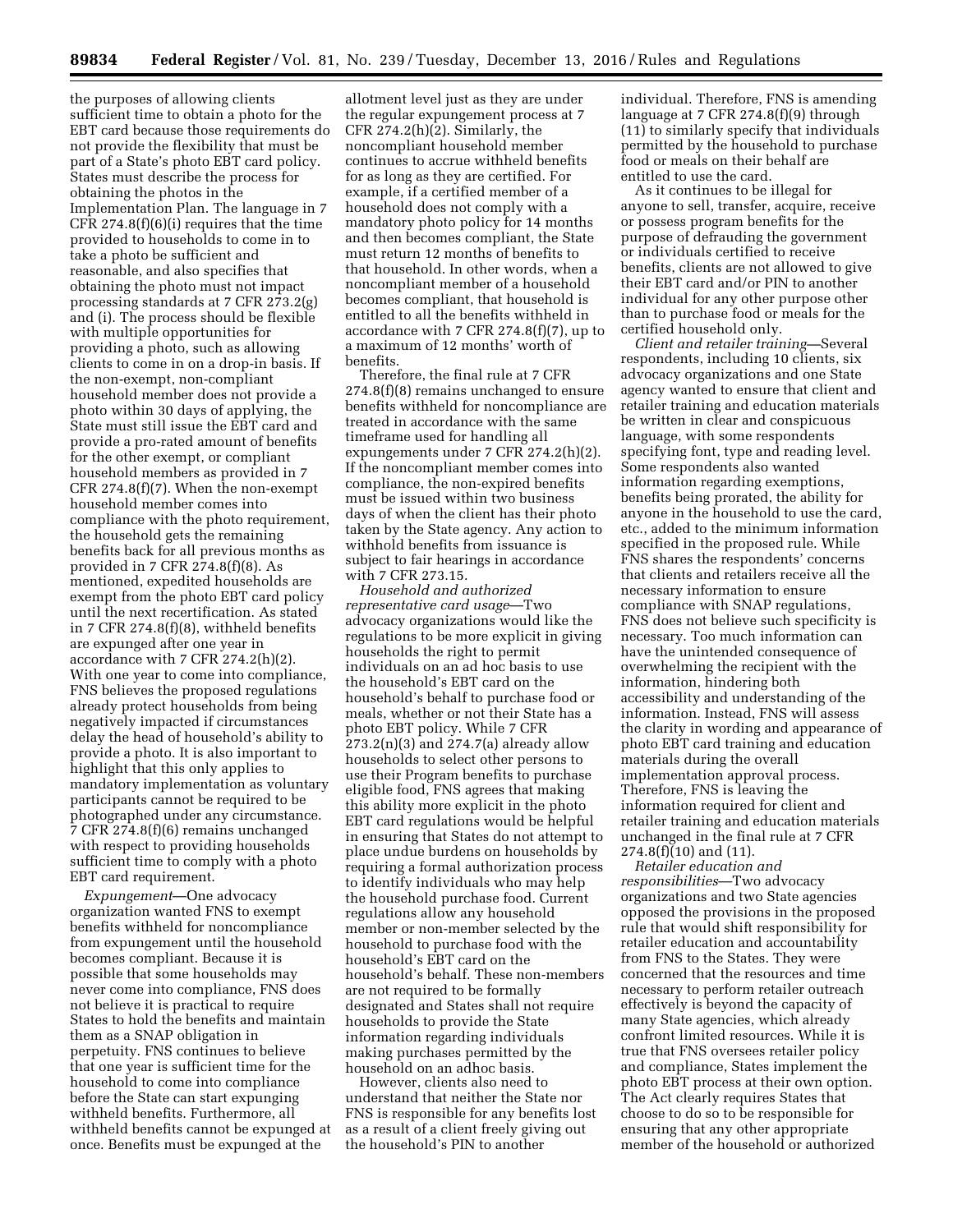the purposes of allowing clients sufficient time to obtain a photo for the EBT card because those requirements do not provide the flexibility that must be part of a State's photo EBT card policy. States must describe the process for obtaining the photos in the Implementation Plan. The language in 7 CFR 274.8(f)(6)(i) requires that the time provided to households to come in to take a photo be sufficient and reasonable, and also specifies that obtaining the photo must not impact processing standards at 7 CFR 273.2(g) and (i). The process should be flexible with multiple opportunities for providing a photo, such as allowing clients to come in on a drop-in basis. If the non-exempt, non-compliant household member does not provide a photo within 30 days of applying, the State must still issue the EBT card and provide a pro-rated amount of benefits for the other exempt, or compliant household members as provided in 7 CFR 274.8(f)(7). When the non-exempt household member comes into compliance with the photo requirement, the household gets the remaining benefits back for all previous months as provided in 7 CFR 274.8(f)(8). As mentioned, expedited households are exempt from the photo EBT card policy until the next recertification. As stated in 7 CFR 274.8(f)(8), withheld benefits are expunged after one year in accordance with 7 CFR 274.2(h)(2). With one year to come into compliance, FNS believes the proposed regulations already protect households from being negatively impacted if circumstances delay the head of household's ability to provide a photo. It is also important to highlight that this only applies to mandatory implementation as voluntary participants cannot be required to be photographed under any circumstance. 7 CFR 274.8(f)(6) remains unchanged with respect to providing households sufficient time to comply with a photo EBT card requirement.

*Expungement*—One advocacy organization wanted FNS to exempt benefits withheld for noncompliance from expungement until the household becomes compliant. Because it is possible that some households may never come into compliance, FNS does not believe it is practical to require States to hold the benefits and maintain them as a SNAP obligation in perpetuity. FNS continues to believe that one year is sufficient time for the household to come into compliance before the State can start expunging withheld benefits. Furthermore, all withheld benefits cannot be expunged at once. Benefits must be expunged at the allotment level just as they are under the regular expungement process at 7 CFR 274.2(h)(2). Similarly, the noncompliant household member continues to accrue withheld benefits for as long as they are certified. For example, if a certified member of a household does not comply with a mandatory photo policy for 14 months and then becomes compliant, the State must return 12 months of benefits to that household. In other words, when a noncompliant member of a household becomes compliant, that household is entitled to all the benefits withheld in accordance with 7 CFR 274.8(f)(7), up to a maximum of 12 months' worth of benefits.

Therefore, the final rule at 7 CFR 274.8(f)(8) remains unchanged to ensure benefits withheld for noncompliance are treated in accordance with the same timeframe used for handling all expungements under 7 CFR 274.2(h)(2). If the noncompliant member comes into compliance, the non-expired benefits must be issued within two business days of when the client has their photo taken by the State agency. Any action to withhold benefits from issuance is subject to fair hearings in accordance with 7 CFR 273.15.

*Household and authorized representative card usage*—Two advocacy organizations would like the regulations to be more explicit in giving households the right to permit individuals on an ad hoc basis to use the household's EBT card on the household's behalf to purchase food or meals, whether or not their State has a photo EBT policy. While 7 CFR 273.2(n)(3) and 274.7(a) already allow households to select other persons to use their Program benefits to purchase eligible food, FNS agrees that making this ability more explicit in the photo EBT card regulations would be helpful in ensuring that States do not attempt to place undue burdens on households by requiring a formal authorization process to identify individuals who may help the household purchase food. Current regulations allow any household member or non-member selected by the household to purchase food with the household's EBT card on the household's behalf. These non-members are not required to be formally designated and States shall not require households to provide the State information regarding individuals making purchases permitted by the household on an adhoc basis.

However, clients also need to understand that neither the State nor FNS is responsible for any benefits lost as a result of a client freely giving out the household's PIN to another individual. Therefore, FNS is amending language at 7 CFR 274.8(f)(9) through (11) to similarly specify that individuals permitted by the household to purchase food or meals on their behalf are entitled to use the card.

As it continues to be illegal for anyone to sell, transfer, acquire, receive or possess program benefits for the purpose of defrauding the government or individuals certified to receive benefits, clients are not allowed to give their EBT card and/or PIN to another individual for any other purpose other than to purchase food or meals for the certified household only.

*Client and retailer training*—Several respondents, including 10 clients, six advocacy organizations and one State agency wanted to ensure that client and retailer training and education materials be written in clear and conspicuous language, with some respondents specifying font, type and reading level. Some respondents also wanted information regarding exemptions, benefits being prorated, the ability for anyone in the household to use the card, etc., added to the minimum information specified in the proposed rule. While FNS shares the respondents' concerns that clients and retailers receive all the necessary information to ensure compliance with SNAP regulations, FNS does not believe such specificity is necessary. Too much information can have the unintended consequence of overwhelming the recipient with the information, hindering both accessibility and understanding of the information. Instead, FNS will assess the clarity in wording and appearance of photo EBT card training and education materials during the overall implementation approval process. Therefore, FNS is leaving the information required for client and retailer training and education materials unchanged in the final rule at 7 CFR 274.8(f)(10) and (11).

*Retailer education and responsibilities*—Two advocacy organizations and two State agencies opposed the provisions in the proposed rule that would shift responsibility for retailer education and accountability from FNS to the States. They were concerned that the resources and time necessary to perform retailer outreach effectively is beyond the capacity of many State agencies, which already confront limited resources. While it is true that FNS oversees retailer policy and compliance, States implement the photo EBT process at their own option. The Act clearly requires States that choose to do so to be responsible for ensuring that any other appropriate member of the household or authorized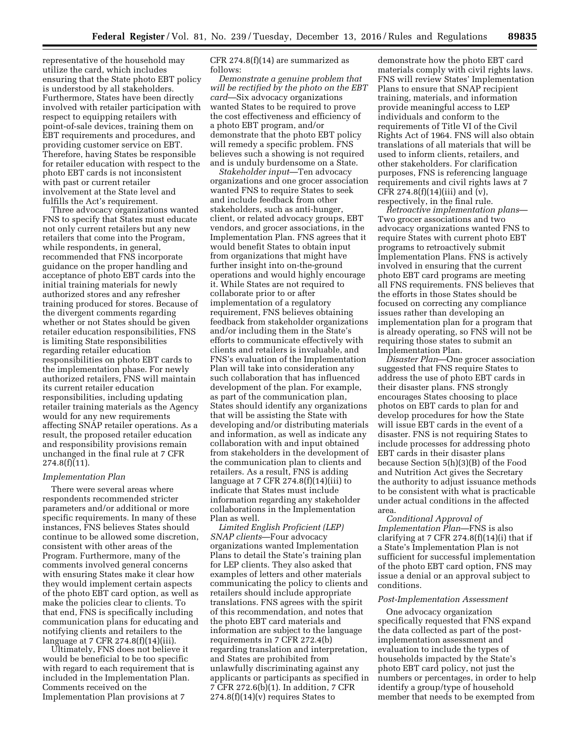representative of the household may utilize the card, which includes ensuring that the State photo EBT policy is understood by all stakeholders. Furthermore, States have been directly involved with retailer participation with respect to equipping retailers with point-of-sale devices, training them on EBT requirements and procedures, and providing customer service on EBT. Therefore, having States be responsible for retailer education with respect to the photo EBT cards is not inconsistent with past or current retailer involvement at the State level and fulfills the Act's requirement.

Three advocacy organizations wanted FNS to specify that States must educate not only current retailers but any new retailers that come into the Program, while respondents, in general, recommended that FNS incorporate guidance on the proper handling and acceptance of photo EBT cards into the initial training materials for newly authorized stores and any refresher training produced for stores. Because of the divergent comments regarding whether or not States should be given retailer education responsibilities, FNS is limiting State responsibilities regarding retailer education responsibilities on photo EBT cards to the implementation phase. For newly authorized retailers, FNS will maintain its current retailer education responsibilities, including updating retailer training materials as the Agency would for any new requirements affecting SNAP retailer operations. As a result, the proposed retailer education and responsibility provisions remain unchanged in the final rule at 7 CFR 274.8(f)(11).

### *Implementation Plan*

There were several areas where respondents recommended stricter parameters and/or additional or more specific requirements. In many of these instances, FNS believes States should continue to be allowed some discretion, consistent with other areas of the Program. Furthermore, many of the comments involved general concerns with ensuring States make it clear how they would implement certain aspects of the photo EBT card option, as well as make the policies clear to clients. To that end, FNS is specifically including communication plans for educating and notifying clients and retailers to the language at 7 CFR 274.8(f)(14)(iii).

Ultimately, FNS does not believe it would be beneficial to be too specific with regard to each requirement that is included in the Implementation Plan. Comments received on the Implementation Plan provisions at 7 CFR 274.8(f)(14) are summarized as follows:

*Demonstrate a genuine problem that will be rectified by the photo on the EBT card*—Six advocacy organizations wanted States to be required to prove the cost effectiveness and efficiency of a photo EBT program, and/or demonstrate that the photo EBT policy will remedy a specific problem. FNS believes such a showing is not required and is unduly burdensome on a State.

*Stakeholder input*—Ten advocacy organizations and one grocer association wanted FNS to require States to seek and include feedback from other stakeholders, such as anti-hunger, client, or related advocacy groups, EBT vendors, and grocer associations, in the Implementation Plan. FNS agrees that it would benefit States to obtain input from organizations that might have further insight into on-the-ground operations and would highly encourage it. While States are not required to collaborate prior to or after implementation of a regulatory requirement, FNS believes obtaining feedback from stakeholder organizations and/or including them in the State's efforts to communicate effectively with clients and retailers is invaluable, and FNS's evaluation of the Implementation Plan will take into consideration any such collaboration that has influenced development of the plan. For example, as part of the communication plan, States should identify any organizations that will be assisting the State with developing and/or distributing materials and information, as well as indicate any collaboration with and input obtained from stakeholders in the development of the communication plan to clients and retailers. As a result, FNS is adding language at 7 CFR 274.8(f)(14)(iii) to indicate that States must include information regarding any stakeholder collaborations in the Implementation Plan as well.

*Limited English Proficient (LEP) SNAP clients*—Four advocacy organizations wanted Implementation Plans to detail the State's training plan for LEP clients. They also asked that examples of letters and other materials communicating the policy to clients and retailers should include appropriate translations. FNS agrees with the spirit of this recommendation, and notes that the photo EBT card materials and information are subject to the language requirements in 7 CFR 272.4(b) regarding translation and interpretation, and States are prohibited from unlawfully discriminating against any applicants or participants as specified in 7 CFR 272.6(b)(1). In addition, 7 CFR 274.8(f)(14)(v) requires States to demonstrate how the photo EBT card materials comply with civil rights laws. FNS will review States' Implementation Plans to ensure that SNAP recipient training, materials, and information provide meaningful access to LEP individuals and conform to the requirements of Title VI of the Civil Rights Act of 1964. FNS will also obtain translations of all materials that will be used to inform clients, retailers, and other stakeholders. For clarification purposes, FNS is referencing language requirements and civil rights laws at 7 CFR 274.8(f)(14)(iii) and (v), respectively, in the final rule.

*Retroactive implementation plans*—Two grocer associations and two advocacy organizations wanted FNS to require States with current photo EBT programs to retroactively submit Implementation Plans. FNS is actively involved in ensuring that the current photo EBT card programs are meeting all FNS requirements. FNS believes that the efforts in those States should be focused on correcting any compliance issues rather than developing an implementation plan for a program that is already operating, so FNS will not be requiring those states to submit an Implementation Plan.

*Disaster Plan*—One grocer association suggested that FNS require States to address the use of photo EBT cards in their disaster plans. FNS strongly encourages States choosing to place photos on EBT cards to plan for and develop procedures for how the State will issue EBT cards in the event of a disaster. FNS is not requiring States to include processes for addressing photo EBT cards in their disaster plans because Section 5(h)(3)(B) of the Food and Nutrition Act gives the Secretary the authority to adjust issuance methods to be consistent with what is practicable under actual conditions in the affected area.

*Conditional Approval of Implementation Plan*—FNS is also clarifying at 7 CFR 274.8(f)(14)(i) that if a State's Implementation Plan is not sufficient for successful implementation of the photo EBT card option, FNS may issue a denial or an approval subject to conditions.

### *Post-Implementation Assessment*

One advocacy organization specifically requested that FNS expand the data collected as part of the post-implementation assessment and evaluation to include the types of households impacted by the State's photo EBT card policy, not just the numbers or percentages, in order to help identify a group/type of household member that needs to be exempted from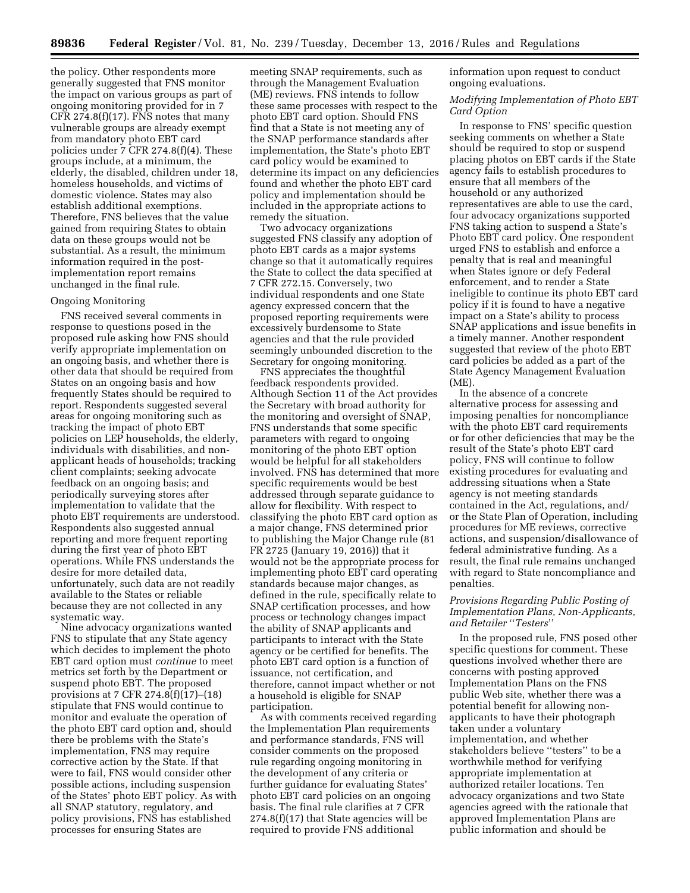the policy. Other respondents more generally suggested that FNS monitor the impact on various groups as part of ongoing monitoring provided for in 7 CFR 274.8(f)(17). FNS notes that many vulnerable groups are already exempt from mandatory photo EBT card policies under 7 CFR 274.8(f)(4). These groups include, at a minimum, the elderly, the disabled, children under 18, homeless households, and victims of domestic violence. States may also establish additional exemptions. Therefore, FNS believes that the value gained from requiring States to obtain data on these groups would not be substantial. As a result, the minimum information required in the post-implementation report remains unchanged in the final rule.

Ongoing Monitoring

FNS received several comments in response to questions posed in the proposed rule asking how FNS should verify appropriate implementation on an ongoing basis, and whether there is other data that should be required from States on an ongoing basis and how frequently States should be required to report. Respondents suggested several areas for ongoing monitoring such as tracking the impact of photo EBT policies on LEP households, the elderly, individuals with disabilities, and non-applicant heads of households; tracking client complaints; seeking advocate feedback on an ongoing basis; and periodically surveying stores after implementation to validate that the photo EBT requirements are understood. Respondents also suggested annual reporting and more frequent reporting during the first year of photo EBT operations. While FNS understands the desire for more detailed data, unfortunately, such data are not readily available to the States or reliable because they are not collected in any systematic way.

Nine advocacy organizations wanted FNS to stipulate that any State agency which decides to implement the photo EBT card option must *continue* to meet metrics set forth by the Department or suspend photo EBT. The proposed provisions at 7 CFR 274.8(f)(17)–(18) stipulate that FNS would continue to monitor and evaluate the operation of the photo EBT card option and, should there be problems with the State's implementation, FNS may require corrective action by the State. If that were to fail, FNS would consider other possible actions, including suspension of the States' photo EBT policy. As with all SNAP statutory, regulatory, and policy provisions, FNS has established processes for ensuring States are meeting SNAP requirements, such as through the Management Evaluation (ME) reviews. FNS intends to follow these same processes with respect to the photo EBT card option. Should FNS find that a State is not meeting any of the SNAP performance standards after implementation, the State's photo EBT card policy would be examined to determine its impact on any deficiencies found and whether the photo EBT card policy and implementation should be included in the appropriate actions to remedy the situation.

Two advocacy organizations suggested FNS classify any adoption of photo EBT cards as a major systems change so that it automatically requires the State to collect the data specified at 7 CFR 272.15. Conversely, two individual respondents and one State agency expressed concern that the proposed reporting requirements were excessively burdensome to State agencies and that the rule provided seemingly unbounded discretion to the Secretary for ongoing monitoring.

FNS appreciates the thoughtful feedback respondents provided. Although Section 11 of the Act provides the Secretary with broad authority for the monitoring and oversight of SNAP, FNS understands that some specific parameters with regard to ongoing monitoring of the photo EBT option would be helpful for all stakeholders involved. FNS has determined that more specific requirements would be best addressed through separate guidance to allow for flexibility. With respect to classifying the photo EBT card option as a major change, FNS determined prior to publishing the Major Change rule (81 FR 2725 (January 19, 2016)) that it would not be the appropriate process for implementing photo EBT card operating standards because major changes, as defined in the rule, specifically relate to SNAP certification processes, and how process or technology changes impact the ability of SNAP applicants and participants to interact with the State agency or be certified for benefits. The photo EBT card option is a function of issuance, not certification, and therefore, cannot impact whether or not a household is eligible for SNAP participation.

As with comments received regarding the Implementation Plan requirements and performance standards, FNS will consider comments on the proposed rule regarding ongoing monitoring in the development of any criteria or further guidance for evaluating States' photo EBT card policies on an ongoing basis. The final rule clarifies at 7 CFR 274.8(f)(17) that State agencies will be required to provide FNS additional information upon request to conduct ongoing evaluations.

*Modifying Implementation of Photo EBT Card Option*

In response to FNS' specific question seeking comments on whether a State should be required to stop or suspend placing photos on EBT cards if the State agency fails to establish procedures to ensure that all members of the household or any authorized representatives are able to use the card, four advocacy organizations supported FNS taking action to suspend a State's Photo EBT card policy. One respondent urged FNS to establish and enforce a penalty that is real and meaningful when States ignore or defy Federal enforcement, and to render a State ineligible to continue its photo EBT card policy if it is found to have a negative impact on a State's ability to process SNAP applications and issue benefits in a timely manner. Another respondent suggested that review of the photo EBT card policies be added as a part of the State Agency Management Evaluation (ME).

In the absence of a concrete alternative process for assessing and imposing penalties for noncompliance with the photo EBT card requirements or for other deficiencies that may be the result of the State's photo EBT card policy, FNS will continue to follow existing procedures for evaluating and addressing situations when a State agency is not meeting standards contained in the Act, regulations, and/or the State Plan of Operation, including procedures for ME reviews, corrective actions, and suspension/disallowance of federal administrative funding. As a result, the final rule remains unchanged with regard to State noncompliance and penalties.

*Provisions Regarding Public Posting of Implementation Plans, Non-Applicants, and Retailer "Testers"*

In the proposed rule, FNS posed other specific questions for comment. These questions involved whether there are concerns with posting approved Implementation Plans on the FNS public Web site, whether there was a potential benefit for allowing non-applicants to have their photograph taken under a voluntary implementation, and whether stakeholders believe "testers" to be a worthwhile method for verifying appropriate implementation at authorized retailer locations. Ten advocacy organizations and two State agencies agreed with the rationale that approved Implementation Plans are public information and should be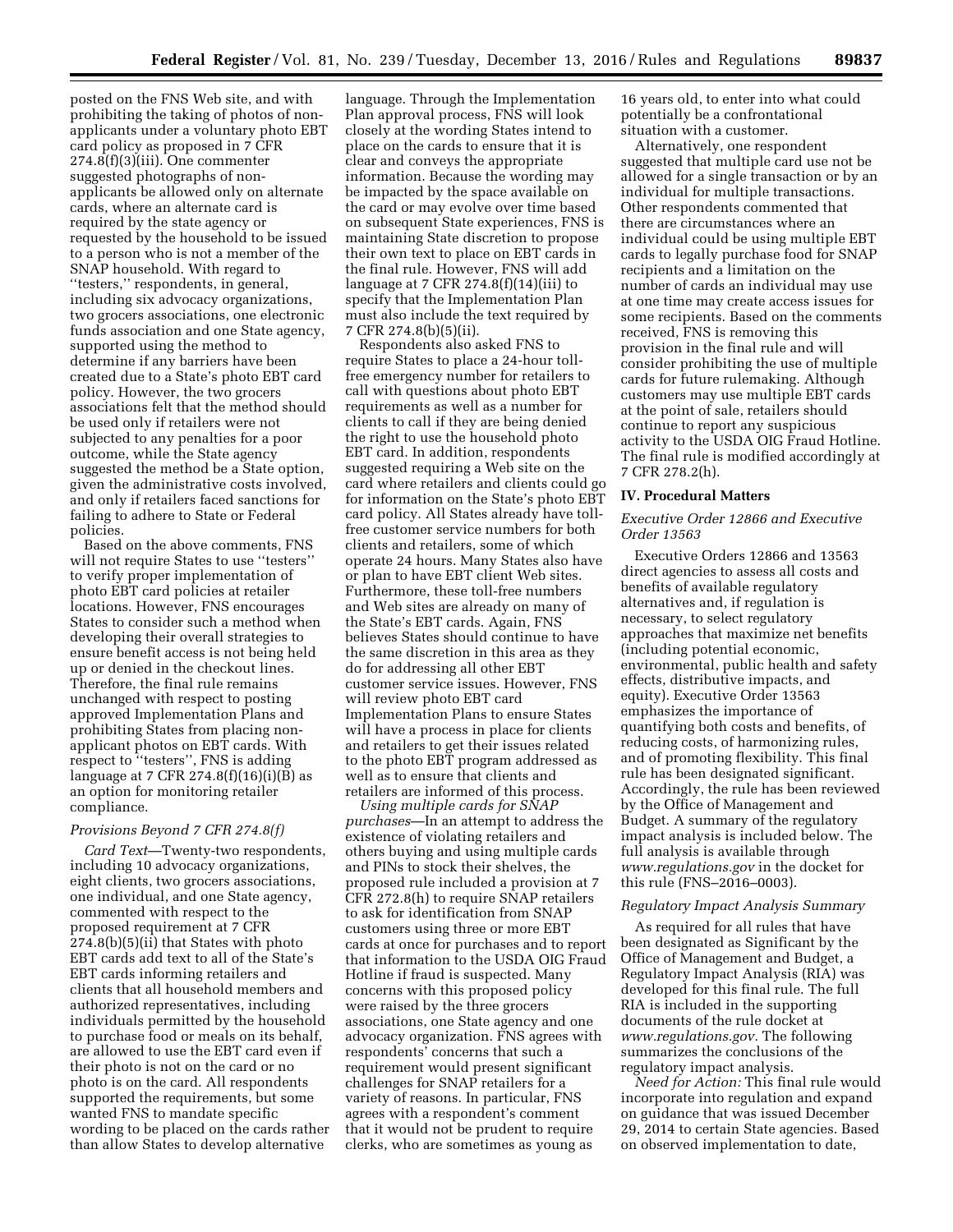posted on the FNS Web site, and with prohibiting the taking of photos of non-applicants under a voluntary photo EBT card policy as proposed in 7 CFR 274.8(f)(3)(iii). One commenter suggested photographs of non-applicants be allowed only on alternate cards, where an alternate card is required by the state agency or requested by the household to be issued to a person who is not a member of the SNAP household. With regard to "testers," respondents, in general, including six advocacy organizations, two grocers associations, one electronic funds association and one State agency, supported using the method to determine if any barriers have been created due to a State's photo EBT card policy. However, the two grocers associations felt that the method should be used only if retailers were not subjected to any penalties for a poor outcome, while the State agency suggested the method be a State option, given the administrative costs involved, and only if retailers faced sanctions for failing to adhere to State or Federal policies.

Based on the above comments, FNS will not require States to use "testers" to verify proper implementation of photo EBT card policies at retailer locations. However, FNS encourages States to consider such a method when developing their overall strategies to ensure benefit access is not being held up or denied in the checkout lines. Therefore, the final rule remains unchanged with respect to posting approved Implementation Plans and prohibiting States from placing non-applicant photos on EBT cards. With respect to "testers", FNS is adding language at 7 CFR 274.8(f)(16)(i)(B) as an option for monitoring retailer compliance.

### *Provisions Beyond 7 CFR 274.8(f)*

*Card Text*—Twenty-two respondents, including 10 advocacy organizations, eight clients, two grocers associations, one individual, and one State agency, commented with respect to the proposed requirement at 7 CFR 274.8(b)(5)(ii) that States with photo EBT cards add text to all of the State's EBT cards informing retailers and clients that all household members and authorized representatives, including individuals permitted by the household to purchase food or meals on its behalf, are allowed to use the EBT card even if their photo is not on the card or no photo is on the card. All respondents supported the requirements, but some wanted FNS to mandate specific wording to be placed on the cards rather than allow States to develop alternative language. Through the Implementation Plan approval process, FNS will look closely at the wording States intend to place on the cards to ensure that it is clear and conveys the appropriate information. Because the wording may be impacted by the space available on the card or may evolve over time based on subsequent State experiences, FNS is maintaining State discretion to propose their own text to place on EBT cards in the final rule. However, FNS will add language at 7 CFR 274.8(f)(14)(iii) to specify that the Implementation Plan must also include the text required by 7 CFR 274.8(b)(5)(ii).

Respondents also asked FNS to require States to place a 24-hour toll-free emergency number for retailers to call with questions about photo EBT requirements as well as a number for clients to call if they are being denied the right to use the household photo EBT card. In addition, respondents suggested requiring a Web site on the card where retailers and clients could go for information on the State's photo EBT card policy. All States already have toll-free customer service numbers for both clients and retailers, some of which operate 24 hours. Many States also have or plan to have EBT client Web sites. Furthermore, these toll-free numbers and Web sites are already on many of the State's EBT cards. Again, FNS believes States should continue to have the same discretion in this area as they do for addressing all other EBT customer service issues. However, FNS will review photo EBT card Implementation Plans to ensure States will have a process in place for clients and retailers to get their issues related to the photo EBT program addressed as well as to ensure that clients and retailers are informed of this process.

*Using multiple cards for SNAP purchases*—In an attempt to address the existence of violating retailers and others buying and using multiple cards and PINs to stock their shelves, the proposed rule included a provision at 7 CFR 272.8(h) to require SNAP retailers to ask for identification from SNAP customers using three or more EBT cards at once for purchases and to report that information to the USDA OIG Fraud Hotline if fraud is suspected. Many concerns with this proposed policy were raised by the three grocers associations, one State agency and one advocacy organization. FNS agrees with respondents' concerns that such a requirement would present significant challenges for SNAP retailers for a variety of reasons. In particular, FNS agrees with a respondent's comment that it would not be prudent to require clerks, who are sometimes as young as 16 years old, to enter into what could potentially be a confrontational situation with a customer.

Alternatively, one respondent suggested that multiple card use not be allowed for a single transaction or by an individual for multiple transactions. Other respondents commented that there are circumstances where an individual could be using multiple EBT cards to legally purchase food for SNAP recipients and a limitation on the number of cards an individual may use at one time may create access issues for some recipients. Based on the comments received, FNS is removing this provision in the final rule and will consider prohibiting the use of multiple cards for future rulemaking. Although customers may use multiple EBT cards at the point of sale, retailers should continue to report any suspicious activity to the USDA OIG Fraud Hotline. The final rule is modified accordingly at 7 CFR 278.2(h).

## IV. Procedural Matters

### *Executive Order 12866 and Executive Order 13563*

Executive Orders 12866 and 13563 direct agencies to assess all costs and benefits of available regulatory alternatives and, if regulation is necessary, to select regulatory approaches that maximize net benefits (including potential economic, environmental, public health and safety effects, distributive impacts, and equity). Executive Order 13563 emphasizes the importance of quantifying both costs and benefits, of reducing costs, of harmonizing rules, and of promoting flexibility. This final rule has been designated significant. Accordingly, the rule has been reviewed by the Office of Management and Budget. A summary of the regulatory impact analysis is included below. The full analysis is available through *www.regulations.gov* in the docket for this rule (FNS–2016–0003).

### *Regulatory Impact Analysis Summary*

As required for all rules that have been designated as Significant by the Office of Management and Budget, a Regulatory Impact Analysis (RIA) was developed for this final rule. The full RIA is included in the supporting documents of the rule docket at *www.regulations.gov*. The following summarizes the conclusions of the regulatory impact analysis.

*Need for Action:* This final rule would incorporate into regulation and expand on guidance that was issued December 29, 2014 to certain State agencies. Based on observed implementation to date,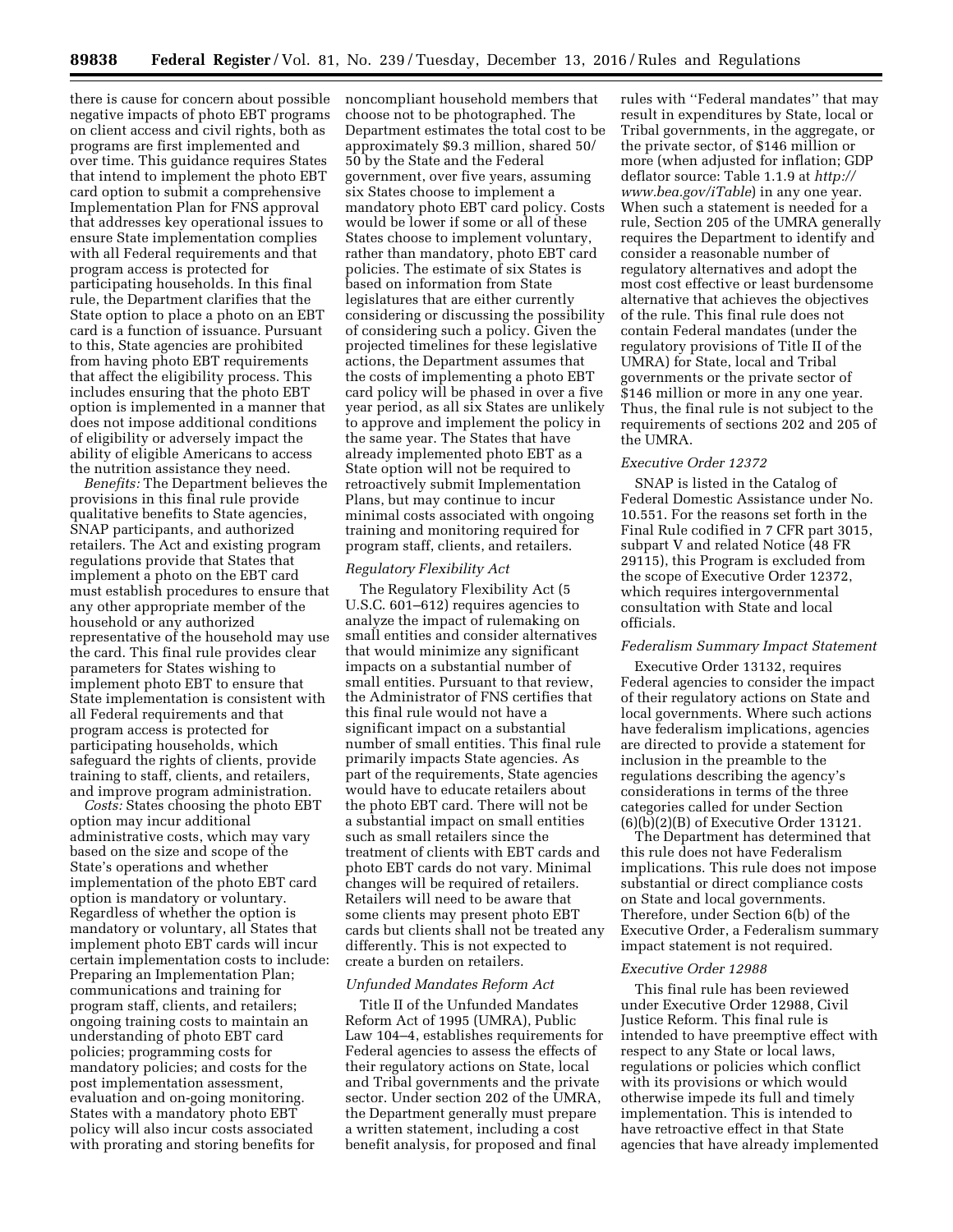there is cause for concern about possible negative impacts of photo EBT programs on client access and civil rights, both as programs are first implemented and over time. This guidance requires States that intend to implement the photo EBT card option to submit a comprehensive Implementation Plan for FNS approval that addresses key operational issues to ensure State implementation complies with all Federal requirements and that program access is protected for participating households. In this final rule, the Department clarifies that the State option to place a photo on an EBT card is a function of issuance. Pursuant to this, State agencies are prohibited from having photo EBT requirements that affect the eligibility process. This includes ensuring that the photo EBT option is implemented in a manner that does not impose additional conditions of eligibility or adversely impact the ability of eligible Americans to access the nutrition assistance they need.

*Benefits:* The Department believes the provisions in this final rule provide qualitative benefits to State agencies, SNAP participants, and authorized retailers. The Act and existing program regulations provide that States that implement a photo on the EBT card must establish procedures to ensure that any other appropriate member of the household or any authorized representative of the household may use the card. This final rule provides clear parameters for States wishing to implement photo EBT to ensure that State implementation is consistent with all Federal requirements and that program access is protected for participating households, which safeguard the rights of clients, provide training to staff, clients, and retailers, and improve program administration.

*Costs:* States choosing the photo EBT option may incur additional administrative costs, which may vary based on the size and scope of the State's operations and whether implementation of the photo EBT card option is mandatory or voluntary. Regardless of whether the option is mandatory or voluntary, all States that implement photo EBT cards will incur certain implementation costs to include: Preparing an Implementation Plan; communications and training for program staff, clients, and retailers; ongoing training costs to maintain an understanding of photo EBT card policies; programming costs for mandatory policies; and costs for the post implementation assessment, evaluation and on-going monitoring. States with a mandatory photo EBT policy will also incur costs associated with prorating and storing benefits for noncompliant household members that choose not to be photographed. The Department estimates the total cost to be approximately $9.3 million, shared 50/50 by the State and the Federal government, over five years, assuming six States choose to implement a mandatory photo EBT card policy. Costs would be lower if some or all of these States choose to implement voluntary, rather than mandatory, photo EBT card policies. The estimate of six States is based on information from State legislatures that are either currently considering or discussing the possibility of considering such a policy. Given the projected timelines for these legislative actions, the Department assumes that the costs of implementing a photo EBT card policy will be phased in over a five year period, as all six States are unlikely to approve and implement the policy in the same year. The States that have already implemented photo EBT as a State option will not be required to retroactively submit Implementation Plans, but may continue to incur minimal costs associated with ongoing training and monitoring required for program staff, clients, and retailers.

### *Regulatory Flexibility Act*

The Regulatory Flexibility Act (5 U.S.C. 601–612) requires agencies to analyze the impact of rulemaking on small entities and consider alternatives that would minimize any significant impacts on a substantial number of small entities. Pursuant to that review, the Administrator of FNS certifies that this final rule would not have a significant impact on a substantial number of small entities. This final rule primarily impacts State agencies. As part of the requirements, State agencies would have to educate retailers about the photo EBT card. There will not be a substantial impact on small entities such as small retailers since the treatment of clients with EBT cards and photo EBT cards do not vary. Minimal changes will be required of retailers. Retailers will need to be aware that some clients may present photo EBT cards but clients shall not be treated any differently. This is not expected to create a burden on retailers.

### *Unfunded Mandates Reform Act*

Title II of the Unfunded Mandates Reform Act of 1995 (UMRA), Public Law 104–4, establishes requirements for Federal agencies to assess the effects of their regulatory actions on State, local and Tribal governments and the private sector. Under section 202 of the UMRA, the Department generally must prepare a written statement, including a cost benefit analysis, for proposed and final rules with ''Federal mandates'' that may result in expenditures by State, local or Tribal governments, in the aggregate, or the private sector, of $146 million or more (when adjusted for inflation; GDP deflator source: Table 1.1.9 at *http://www.bea.gov/iTable*) in any one year. When such a statement is needed for a rule, Section 205 of the UMRA generally requires the Department to identify and consider a reasonable number of regulatory alternatives and adopt the most cost effective or least burdensome alternative that achieves the objectives of the rule. This final rule does not contain Federal mandates (under the regulatory provisions of Title II of the UMRA) for State, local and Tribal governments or the private sector of $146 million or more in any one year. Thus, the final rule is not subject to the requirements of sections 202 and 205 of the UMRA.

### *Executive Order 12372*

SNAP is listed in the Catalog of Federal Domestic Assistance under No. 10.551. For the reasons set forth in the Final Rule codified in 7 CFR part 3015, subpart V and related Notice (48 FR 29115), this Program is excluded from the scope of Executive Order 12372, which requires intergovernmental consultation with State and local officials.

### *Federalism Summary Impact Statement*

Executive Order 13132, requires Federal agencies to consider the impact of their regulatory actions on State and local governments. Where such actions have federalism implications, agencies are directed to provide a statement for inclusion in the preamble to the regulations describing the agency's considerations in terms of the three categories called for under Section (6)(b)(2)(B) of Executive Order 13121.

The Department has determined that this rule does not have Federalism implications. This rule does not impose substantial or direct compliance costs on State and local governments. Therefore, under Section 6(b) of the Executive Order, a Federalism summary impact statement is not required.

### *Executive Order 12988*

This final rule has been reviewed under Executive Order 12988, Civil Justice Reform. This final rule is intended to have preemptive effect with respect to any State or local laws, regulations or policies which conflict with its provisions or which would otherwise impede its full and timely implementation. This is intended to have retroactive effect in that State agencies that have already implemented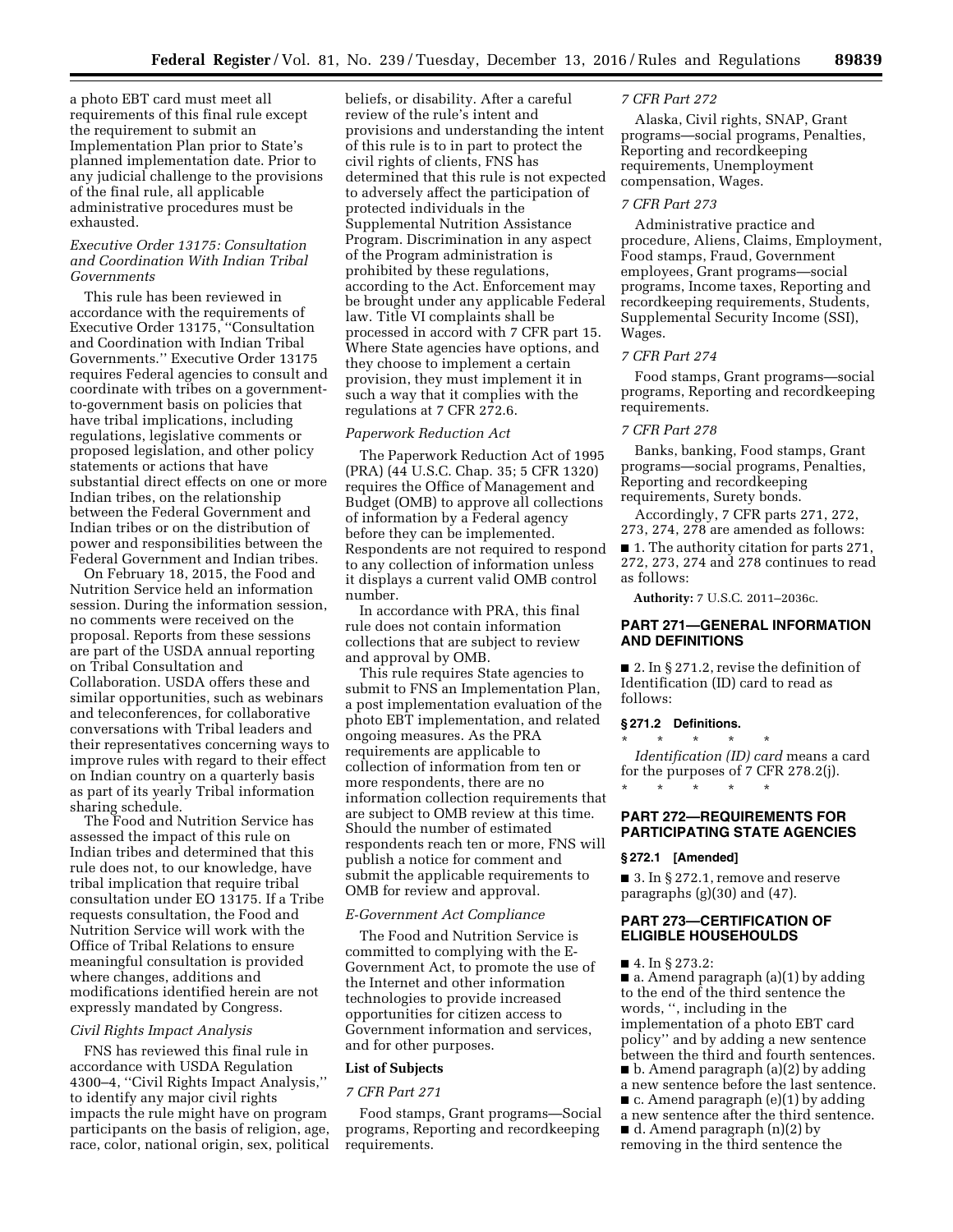a photo EBT card must meet all requirements of this final rule except the requirement to submit an Implementation Plan prior to State's planned implementation date. Prior to any judicial challenge to the provisions of the final rule, all applicable administrative procedures must be exhausted.

### *Executive Order 13175: Consultation and Coordination With Indian Tribal Governments*

This rule has been reviewed in accordance with the requirements of Executive Order 13175, ''Consultation and Coordination with Indian Tribal Governments.'' Executive Order 13175 requires Federal agencies to consult and coordinate with tribes on a government-to-government basis on policies that have tribal implications, including regulations, legislative comments or proposed legislation, and other policy statements or actions that have substantial direct effects on one or more Indian tribes, on the relationship between the Federal Government and Indian tribes or on the distribution of power and responsibilities between the Federal Government and Indian tribes.

On February 18, 2015, the Food and Nutrition Service held an information session. During the information session, no comments were received on the proposal. Reports from these sessions are part of the USDA annual reporting on Tribal Consultation and Collaboration. USDA offers these and similar opportunities, such as webinars and teleconferences, for collaborative conversations with Tribal leaders and their representatives concerning ways to improve rules with regard to their effect on Indian country on a quarterly basis as part of its yearly Tribal information sharing schedule.

The Food and Nutrition Service has assessed the impact of this rule on Indian tribes and determined that this rule does not, to our knowledge, have tribal implication that require tribal consultation under EO 13175. If a Tribe requests consultation, the Food and Nutrition Service will work with the Office of Tribal Relations to ensure meaningful consultation is provided where changes, additions and modifications identified herein are not expressly mandated by Congress.

### *Civil Rights Impact Analysis*

FNS has reviewed this final rule in accordance with USDA Regulation 4300–4, ''Civil Rights Impact Analysis,'' to identify any major civil rights impacts the rule might have on program participants on the basis of religion, age, race, color, national origin, sex, political beliefs, or disability. After a careful review of the rule's intent and provisions and understanding the intent of this rule is to in part to protect the civil rights of clients, FNS has determined that this rule is not expected to adversely affect the participation of protected individuals in the Supplemental Nutrition Assistance Program. Discrimination in any aspect of the Program administration is prohibited by these regulations, according to the Act. Enforcement may be brought under any applicable Federal law. Title VI complaints shall be processed in accord with 7 CFR part 15. Where State agencies have options, and they choose to implement a certain provision, they must implement it in such a way that it complies with the regulations at 7 CFR 272.6.

### *Paperwork Reduction Act*

The Paperwork Reduction Act of 1995 (PRA) (44 U.S.C. Chap. 35; 5 CFR 1320) requires the Office of Management and Budget (OMB) to approve all collections of information by a Federal agency before they can be implemented. Respondents are not required to respond to any collection of information unless it displays a current valid OMB control number.

In accordance with PRA, this final rule does not contain information collections that are subject to review and approval by OMB.

This rule requires State agencies to submit to FNS an Implementation Plan, a post implementation evaluation of the photo EBT implementation, and related ongoing measures. As the PRA requirements are applicable to collection of information from ten or more respondents, there are no information collection requirements that are subject to OMB review at this time. Should the number of estimated respondents reach ten or more, FNS will publish a notice for comment and submit the applicable requirements to OMB for review and approval.

### *E-Government Act Compliance*

The Food and Nutrition Service is committed to complying with the E-Government Act, to promote the use of the Internet and other information technologies to provide increased opportunities for citizen access to Government information and services, and for other purposes.

### List of Subjects

#### *7 CFR Part 271*

Food stamps, Grant programs—Social programs, Reporting and recordkeeping requirements.

#### *7 CFR Part 272*

Alaska, Civil rights, SNAP, Grant programs—social programs, Penalties, Reporting and recordkeeping requirements, Unemployment compensation, Wages.

#### *7 CFR Part 273*

Administrative practice and procedure, Aliens, Claims, Employment, Food stamps, Fraud, Government employees, Grant programs—social programs, Income taxes, Reporting and recordkeeping requirements, Students, Supplemental Security Income (SSI), Wages.

#### *7 CFR Part 274*

Food stamps, Grant programs—social programs, Reporting and recordkeeping requirements.

#### *7 CFR Part 278*

Banks, banking, Food stamps, Grant programs—social programs, Penalties, Reporting and recordkeeping requirements, Surety bonds.

Accordingly, 7 CFR parts 271, 272, 273, 274, 278 are amended as follows:

■ 1. The authority citation for parts 271, 272, 273, 274 and 278 continues to read as follows:

**Authority:** 7 U.S.C. 2011–2036c.

## PART 271—GENERAL INFORMATION AND DEFINITIONS

■ 2. In § 271.2, revise the definition of Identification (ID) card to read as follows:

### § 271.2 Definitions.

\* \* \* \* \*

*Identification (ID) card* means a card for the purposes of 7 CFR 278.2(j).

\* \* \* \* \*

## PART 272—REQUIREMENTS FOR PARTICIPATING STATE AGENCIES

### § 272.1 [Amended]

■ 3. In § 272.1, remove and reserve paragraphs (g)(30) and (47).

## PART 273—CERTIFICATION OF ELIGIBLE HOUSEHOULDS

■ 4. In § 273.2:

■ a. Amend paragraph (a)(1) by adding to the end of the third sentence the words, '', including in the implementation of a photo EBT card policy'' and by adding a new sentence between the third and fourth sentences.

■ b. Amend paragraph (a)(2) by adding a new sentence before the last sentence.

■ c. Amend paragraph (e)(1) by adding a new sentence after the third sentence.

■ d. Amend paragraph (n)(2) by removing in the third sentence the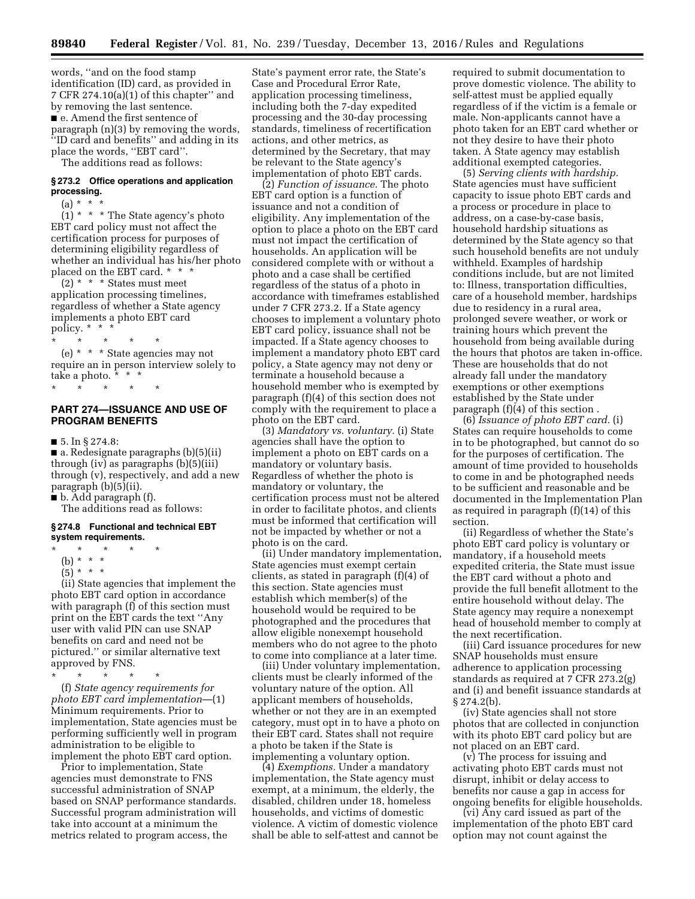words, "and on the food stamp identification (ID) card, as provided in 7 CFR 274.10(a)(1) of this chapter" and by removing the last sentence.

■ e. Amend the first sentence of paragraph (n)(3) by removing the words, "ID card and benefits" and adding in its place the words, "EBT card".

The additions read as follows:

#### § 273.2 Office operations and application processing.

(a) * * *

(1) * * * The State agency's photo EBT card policy must not affect the certification process for purposes of determining eligibility regardless of whether an individual has his/her photo placed on the EBT card. * * *

(2) * * * States must meet application processing timelines, regardless of whether a State agency implements a photo EBT card policy. * * *

\* \* \* \* \*

(e) * * * State agencies may not require an in person interview solely to take a photo. * * *

\* \* \* \* \*

### PART 274—ISSUANCE AND USE OF PROGRAM BENEFITS

■ 5. In § 274.8:

■ a. Redesignate paragraphs (b)(5)(ii) through (iv) as paragraphs (b)(5)(iii) through (v), respectively, and add a new paragraph (b)(5)(ii).

■ b. Add paragraph (f).

The additions read as follows:

#### § 274.8 Functional and technical EBT system requirements.

\* \* \* \* \*

(b) * * *

(5) * * *

(ii) State agencies that implement the photo EBT card option in accordance with paragraph (f) of this section must print on the EBT cards the text "Any user with valid PIN can use SNAP benefits on card and need not be pictured." or similar alternative text approved by FNS.

\* \* \* \* \*

(f) *State agency requirements for photo EBT card implementation*—(1) Minimum requirements. Prior to implementation, State agencies must be performing sufficiently well in program administration to be eligible to implement the photo EBT card option.

Prior to implementation, State agencies must demonstrate to FNS successful administration of SNAP based on SNAP performance standards. Successful program administration will take into account at a minimum the metrics related to program access, the State's payment error rate, the State's Case and Procedural Error Rate, application processing timeliness, including both the 7-day expedited processing and the 30-day processing standards, timeliness of recertification actions, and other metrics, as determined by the Secretary, that may be relevant to the State agency's implementation of photo EBT cards.

(2) *Function of issuance.* The photo EBT card option is a function of issuance and not a condition of eligibility. Any implementation of the option to place a photo on the EBT card must not impact the certification of households. An application will be considered complete with or without a photo and a case shall be certified regardless of the status of a photo in accordance with timeframes established under 7 CFR 273.2. If a State agency chooses to implement a voluntary photo EBT card policy, issuance shall not be impacted. If a State agency chooses to implement a mandatory photo EBT card policy, a State agency may not deny or terminate a household because a household member who is exempted by paragraph (f)(4) of this section does not comply with the requirement to place a photo on the EBT card.

(3) *Mandatory vs. voluntary.* (i) State agencies shall have the option to implement a photo on EBT cards on a mandatory or voluntary basis. Regardless of whether the photo is mandatory or voluntary, the certification process must not be altered in order to facilitate photos, and clients must be informed that certification will not be impacted by whether or not a photo is on the card.

(ii) Under mandatory implementation, State agencies must exempt certain clients, as stated in paragraph (f)(4) of this section. State agencies must establish which member(s) of the household would be required to be photographed and the procedures that allow eligible nonexempt household members who do not agree to the photo to come into compliance at a later time.

(iii) Under voluntary implementation, clients must be clearly informed of the voluntary nature of the option. All applicant members of households, whether or not they are in an exempted category, must opt in to have a photo on their EBT card. States shall not require a photo be taken if the State is implementing a voluntary option.

(4) *Exemptions.* Under a mandatory implementation, the State agency must exempt, at a minimum, the elderly, the disabled, children under 18, homeless households, and victims of domestic violence. A victim of domestic violence shall be able to self-attest and cannot be required to submit documentation to prove domestic violence. The ability to self-attest must be applied equally regardless of if the victim is a female or male. Non-applicants cannot have a photo taken for an EBT card whether or not they desire to have their photo taken. A State agency may establish additional exempted categories.

(5) *Serving clients with hardship.* State agencies must have sufficient capacity to issue photo EBT cards and a process or procedure in place to address, on a case-by-case basis, household hardship situations as determined by the State agency so that such household benefits are not unduly withheld. Examples of hardship conditions include, but are not limited to: Illness, transportation difficulties, care of a household member, hardships due to residency in a rural area, prolonged severe weather, or work or training hours which prevent the household from being available during the hours that photos are taken in-office. These are households that do not already fall under the mandatory exemptions or other exemptions established by the State under paragraph (f)(4) of this section .

(6) *Issuance of photo EBT card.* (i) States can require households to come in to be photographed, but cannot do so for the purposes of certification. The amount of time provided to households to come in and be photographed needs to be sufficient and reasonable and be documented in the Implementation Plan as required in paragraph (f)(14) of this section.

(ii) Regardless of whether the State's photo EBT card policy is voluntary or mandatory, if a household meets expedited criteria, the State must issue the EBT card without a photo and provide the full benefit allotment to the entire household without delay. The State agency may require a nonexempt head of household member to comply at the next recertification.

(iii) Card issuance procedures for new SNAP households must ensure adherence to application processing standards as required at 7 CFR 273.2(g) and (i) and benefit issuance standards at § 274.2(b).

(iv) State agencies shall not store photos that are collected in conjunction with its photo EBT card policy but are not placed on an EBT card.

(v) The process for issuing and activating photo EBT cards must not disrupt, inhibit or delay access to benefits nor cause a gap in access for ongoing benefits for eligible households.

(vi) Any card issued as part of the implementation of the photo EBT card option may not count against the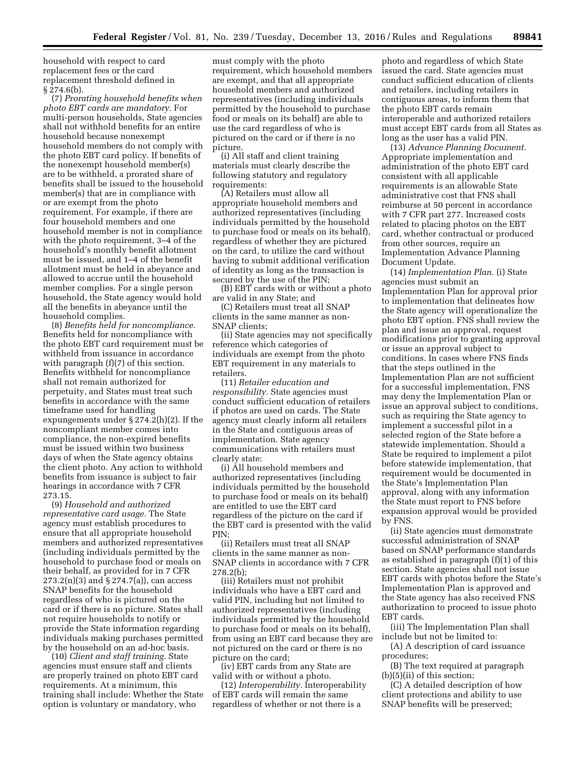household with respect to card replacement fees or the card replacement threshold defined in § 274.6(b).

(7) *Prorating household benefits when photo EBT cards are mandatory.* For multi-person households, State agencies shall not withhold benefits for an entire household because nonexempt household members do not comply with the photo EBT card policy. If benefits of the nonexempt household member(s) are to be withheld, a prorated share of benefits shall be issued to the household member(s) that are in compliance with or are exempt from the photo requirement. For example, if there are four household members and one household member is not in compliance with the photo requirement, 3–4 of the household's monthly benefit allotment must be issued, and 1–4 of the benefit allotment must be held in abeyance and allowed to accrue until the household member complies. For a single person household, the State agency would hold all the benefits in abeyance until the household complies.

(8) *Benefits held for noncompliance.* Benefits held for noncompliance with the photo EBT card requirement must be withheld from issuance in accordance with paragraph (f)(7) of this section. Benefits withheld for noncompliance shall not remain authorized for perpetuity, and States must treat such benefits in accordance with the same timeframe used for handling expungements under § 274.2(h)(2). If the noncompliant member comes into compliance, the non-expired benefits must be issued within two business days of when the State agency obtains the client photo. Any action to withhold benefits from issuance is subject to fair hearings in accordance with 7 CFR 273.15.

(9) *Household and authorized representative card usage.* The State agency must establish procedures to ensure that all appropriate household members and authorized representatives (including individuals permitted by the household to purchase food or meals on their behalf, as provided for in 7 CFR 273.2(n)(3) and § 274.7(a)), can access SNAP benefits for the household regardless of who is pictured on the card or if there is no picture. States shall not require households to notify or provide the State information regarding individuals making purchases permitted by the household on an ad-hoc basis.

(10) *Client and staff training.* State agencies must ensure staff and clients are properly trained on photo EBT card requirements. At a minimum, this training shall include: Whether the State option is voluntary or mandatory, who must comply with the photo requirement, which household members are exempt, and that all appropriate household members and authorized representatives (including individuals permitted by the household to purchase food or meals on its behalf) are able to use the card regardless of who is pictured on the card or if there is no picture.

(i) All staff and client training materials must clearly describe the following statutory and regulatory requirements:

(A) Retailers must allow all appropriate household members and authorized representatives (including individuals permitted by the household to purchase food or meals on its behalf), regardless of whether they are pictured on the card, to utilize the card without having to submit additional verification of identity as long as the transaction is secured by the use of the PIN;

(B) EBT cards with or without a photo are valid in any State; and

(C) Retailers must treat all SNAP clients in the same manner as non-SNAP clients;

(ii) State agencies may not specifically reference which categories of individuals are exempt from the photo EBT requirement in any materials to retailers.

(11) *Retailer education and responsibility.* State agencies must conduct sufficient education of retailers if photos are used on cards. The State agency must clearly inform all retailers in the State and contiguous areas of implementation. State agency communications with retailers must clearly state:

(i) All household members and authorized representatives (including individuals permitted by the household to purchase food or meals on its behalf) are entitled to use the EBT card regardless of the picture on the card if the EBT card is presented with the valid PIN;

(ii) Retailers must treat all SNAP clients in the same manner as non-SNAP clients in accordance with 7 CFR 278.2(b);

(iii) Retailers must not prohibit individuals who have a EBT card and valid PIN, including but not limited to authorized representatives (including individuals permitted by the household to purchase food or meals on its behalf), from using an EBT card because they are not pictured on the card or there is no picture on the card;

(iv) EBT cards from any State are valid with or without a photo.

(12) *Interoperability.* Interoperability of EBT cards will remain the same regardless of whether or not there is a photo and regardless of which State issued the card. State agencies must conduct sufficient education of clients and retailers, including retailers in contiguous areas, to inform them that the photo EBT cards remain interoperable and authorized retailers must accept EBT cards from all States as long as the user has a valid PIN.

(13) *Advance Planning Document.* Appropriate implementation and administration of the photo EBT card consistent with all applicable requirements is an allowable State administrative cost that FNS shall reimburse at 50 percent in accordance with 7 CFR part 277. Increased costs related to placing photos on the EBT card, whether contractual or produced from other sources, require an Implementation Advance Planning Document Update.

(14) *Implementation Plan.* (i) State agencies must submit an Implementation Plan for approval prior to implementation that delineates how the State agency will operationalize the photo EBT option. FNS shall review the plan and issue an approval, request modifications prior to granting approval or issue an approval subject to conditions. In cases where FNS finds that the steps outlined in the Implementation Plan are not sufficient for a successful implementation, FNS may deny the Implementation Plan or issue an approval subject to conditions, such as requiring the State agency to implement a successful pilot in a selected region of the State before a statewide implementation. Should a State be required to implement a pilot before statewide implementation, that requirement would be documented in the State's Implementation Plan approval, along with any information the State must report to FNS before expansion approval would be provided by FNS.

(ii) State agencies must demonstrate successful administration of SNAP based on SNAP performance standards as established in paragraph (f)(1) of this section. State agencies shall not issue EBT cards with photos before the State's Implementation Plan is approved and the State agency has also received FNS authorization to proceed to issue photo EBT cards.

(iii) The Implementation Plan shall include but not be limited to:

(A) A description of card issuance procedures;

(B) The text required at paragraph (b)(5)(ii) of this section;

(C) A detailed description of how client protections and ability to use SNAP benefits will be preserved;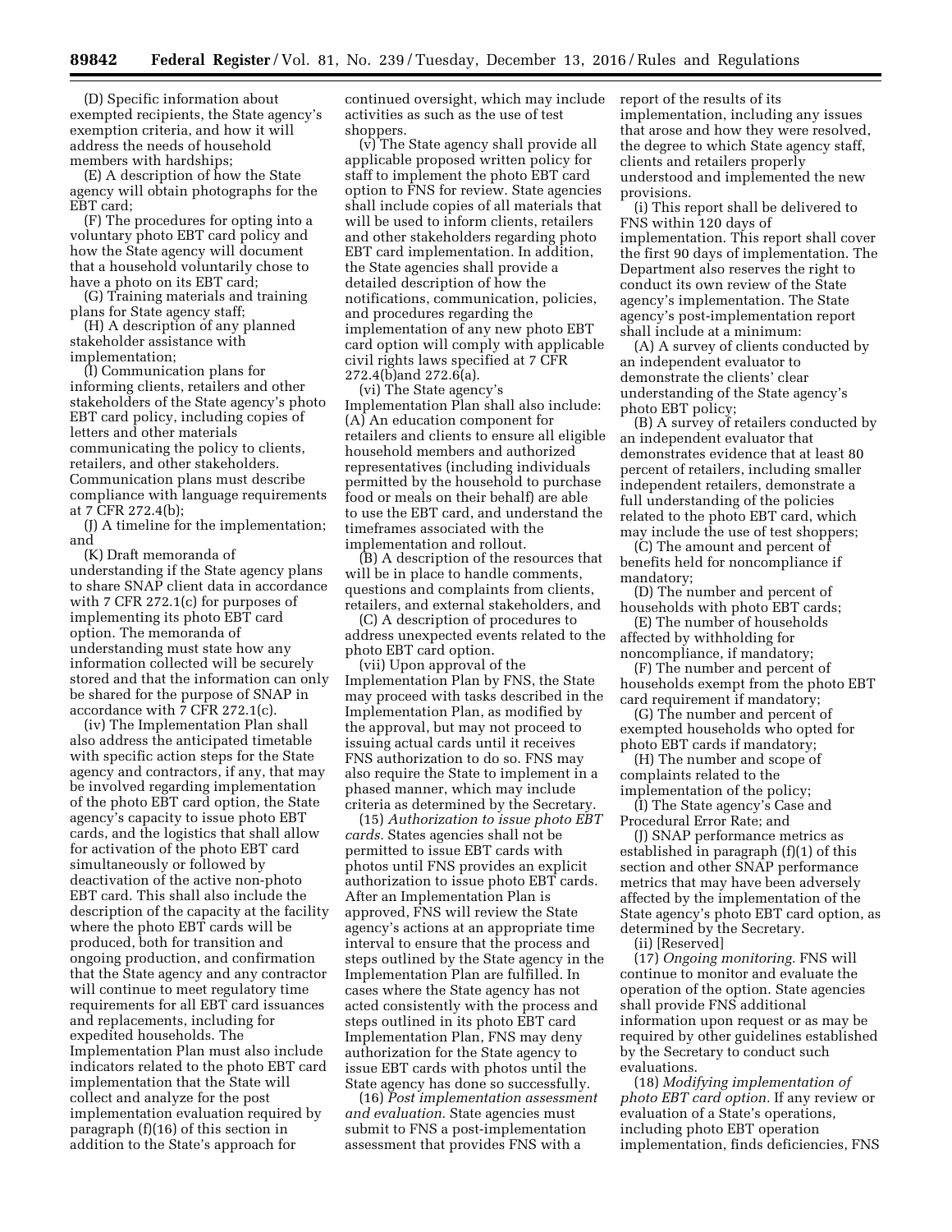(D) Specific information about exempted recipients, the State agency's exemption criteria, and how it will address the needs of household members with hardships;

(E) A description of how the State agency will obtain photographs for the EBT card;

(F) The procedures for opting into a voluntary photo EBT card policy and how the State agency will document that a household voluntarily chose to have a photo on its EBT card;

(G) Training materials and training plans for State agency staff;

(H) A description of any planned stakeholder assistance with implementation;

(I) Communication plans for informing clients, retailers and other stakeholders of the State agency's photo EBT card policy, including copies of letters and other materials communicating the policy to clients, retailers, and other stakeholders. Communication plans must describe compliance with language requirements at 7 CFR 272.4(b);

(J) A timeline for the implementation; and

(K) Draft memoranda of understanding if the State agency plans to share SNAP client data in accordance with 7 CFR 272.1(c) for purposes of implementing its photo EBT card option. The memoranda of understanding must state how any information collected will be securely stored and that the information can only be shared for the purpose of SNAP in accordance with 7 CFR 272.1(c).

(iv) The Implementation Plan shall also address the anticipated timetable with specific action steps for the State agency and contractors, if any, that may be involved regarding implementation of the photo EBT card option, the State agency's capacity to issue photo EBT cards, and the logistics that shall allow for activation of the photo EBT card simultaneously or followed by deactivation of the active non-photo EBT card. This shall also include the description of the capacity at the facility where the photo EBT cards will be produced, both for transition and ongoing production, and confirmation that the State agency and any contractor will continue to meet regulatory time requirements for all EBT card issuances and replacements, including for expedited households. The Implementation Plan must also include indicators related to the photo EBT card implementation that the State will collect and analyze for the post implementation evaluation required by paragraph (f)(16) of this section in addition to the State's approach for continued oversight, which may include activities as such as the use of test shoppers.

(v) The State agency shall provide all applicable proposed written policy for staff to implement the photo EBT card option to FNS for review. State agencies shall include copies of all materials that will be used to inform clients, retailers and other stakeholders regarding photo EBT card implementation. In addition, the State agencies shall provide a detailed description of how the notifications, communication, policies, and procedures regarding the implementation of any new photo EBT card option will comply with applicable civil rights laws specified at 7 CFR 272.4(b)and 272.6(a).

(vi) The State agency's Implementation Plan shall also include: (A) An education component for retailers and clients to ensure all eligible household members and authorized representatives (including individuals permitted by the household to purchase food or meals on their behalf) are able to use the EBT card, and understand the timeframes associated with the implementation and rollout.

(B) A description of the resources that will be in place to handle comments, questions and complaints from clients, retailers, and external stakeholders, and

(C) A description of procedures to address unexpected events related to the photo EBT card option.

(vii) Upon approval of the Implementation Plan by FNS, the State may proceed with tasks described in the Implementation Plan, as modified by the approval, but may not proceed to issuing actual cards until it receives FNS authorization to do so. FNS may also require the State to implement in a phased manner, which may include criteria as determined by the Secretary.

(15) *Authorization to issue photo EBT cards.* States agencies shall not be permitted to issue EBT cards with photos until FNS provides an explicit authorization to issue photo EBT cards. After an Implementation Plan is approved, FNS will review the State agency's actions at an appropriate time interval to ensure that the process and steps outlined by the State agency in the Implementation Plan are fulfilled. In cases where the State agency has not acted consistently with the process and steps outlined in its photo EBT card Implementation Plan, FNS may deny authorization for the State agency to issue EBT cards with photos until the State agency has done so successfully.

(16) *Post implementation assessment and evaluation.* State agencies must submit to FNS a post-implementation assessment that provides FNS with a report of the results of its implementation, including any issues that arose and how they were resolved, the degree to which State agency staff, clients and retailers properly understood and implemented the new provisions.

(i) This report shall be delivered to FNS within 120 days of implementation. This report shall cover the first 90 days of implementation. The Department also reserves the right to conduct its own review of the State agency's implementation. The State agency's post-implementation report shall include at a minimum:

(A) A survey of clients conducted by an independent evaluator to demonstrate the clients' clear understanding of the State agency's photo EBT policy;

(B) A survey of retailers conducted by an independent evaluator that demonstrates evidence that at least 80 percent of retailers, including smaller independent retailers, demonstrate a full understanding of the policies related to the photo EBT card, which may include the use of test shoppers;

(C) The amount and percent of benefits held for noncompliance if mandatory;

(D) The number and percent of households with photo EBT cards;

(E) The number of households affected by withholding for noncompliance, if mandatory;

(F) The number and percent of households exempt from the photo EBT card requirement if mandatory;

(G) The number and percent of exempted households who opted for photo EBT cards if mandatory;

(H) The number and scope of complaints related to the implementation of the policy;

(I) The State agency's Case and Procedural Error Rate; and

(J) SNAP performance metrics as established in paragraph (f)(1) of this section and other SNAP performance metrics that may have been adversely affected by the implementation of the State agency's photo EBT card option, as determined by the Secretary.

(ii) [Reserved]

(17) *Ongoing monitoring.* FNS will continue to monitor and evaluate the operation of the option. State agencies shall provide FNS additional information upon request or as may be required by other guidelines established by the Secretary to conduct such evaluations.

(18) *Modifying implementation of photo EBT card option.* If any review or evaluation of a State's operations, including photo EBT operation implementation, finds deficiencies, FNS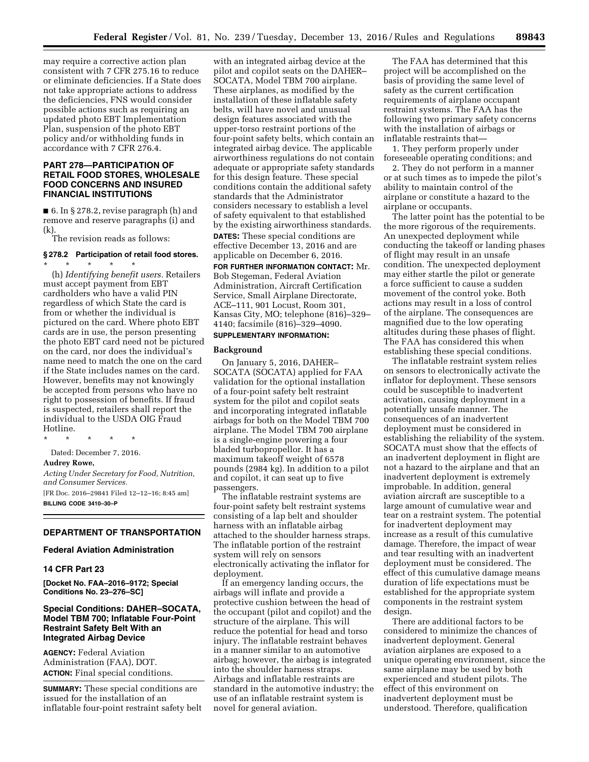may require a corrective action plan consistent with 7 CFR 275.16 to reduce or eliminate deficiencies. If a State does not take appropriate actions to address the deficiencies, FNS would consider possible actions such as requiring an updated photo EBT Implementation Plan, suspension of the photo EBT policy and/or withholding funds in accordance with 7 CFR 276.4.

## PART 278—PARTICIPATION OF RETAIL FOOD STORES, WHOLESALE FOOD CONCERNS AND INSURED FINANCIAL INSTITUTIONS

■ 6. In § 278.2, revise paragraph (h) and remove and reserve paragraphs (i) and (k).

The revision reads as follows:

### § 278.2 Participation of retail food stores.

\* \* \* \* \*

(h) *Identifying benefit users.* Retailers must accept payment from EBT cardholders who have a valid PIN regardless of which State the card is from or whether the individual is pictured on the card. Where photo EBT cards are in use, the person presenting the photo EBT card need not be pictured on the card, nor does the individual's name need to match the one on the card if the State includes names on the card. However, benefits may not knowingly be accepted from persons who have no right to possession of benefits. If fraud is suspected, retailers shall report the individual to the USDA OIG Fraud Hotline.

\* \* \* \* \*

Dated: December 7, 2016.

**Audrey Rowe,**

*Acting Under Secretary for Food, Nutrition, and Consumer Services.*

[FR Doc. 2016–29841 Filed 12–12–16; 8:45 am]

**BILLING CODE 3410–30–P**

## DEPARTMENT OF TRANSPORTATION

### Federal Aviation Administration

### 14 CFR Part 23

**[Docket No. FAA–2016–9172; Special Conditions No. 23–276–SC]**

### Special Conditions: DAHER–SOCATA, Model TBM 700; Inflatable Four-Point Restraint Safety Belt With an Integrated Airbag Device

**AGENCY:** Federal Aviation Administration (FAA), DOT.

**ACTION:** Final special conditions.

**SUMMARY:** These special conditions are issued for the installation of an inflatable four-point restraint safety belt with an integrated airbag device at the pilot and copilot seats on the DAHER–SOCATA, Model TBM 700 airplane. These airplanes, as modified by the installation of these inflatable safety belts, will have novel and unusual design features associated with the upper-torso restraint portions of the four-point safety belts, which contain an integrated airbag device. The applicable airworthiness regulations do not contain adequate or appropriate safety standards for this design feature. These special conditions contain the additional safety standards that the Administrator considers necessary to establish a level of safety equivalent to that established by the existing airworthiness standards.

**DATES:** These special conditions are effective December 13, 2016 and are applicable on December 6, 2016.

**FOR FURTHER INFORMATION CONTACT:** Mr. Bob Stegeman, Federal Aviation Administration, Aircraft Certification Service, Small Airplane Directorate, ACE–111, 901 Locust, Room 301, Kansas City, MO; telephone (816)–329–4140; facsimile (816)–329–4090.

**SUPPLEMENTARY INFORMATION:**

### Background

On January 5, 2016, DAHER–SOCATA (SOCATA) applied for FAA validation for the optional installation of a four-point safety belt restraint system for the pilot and copilot seats and incorporating integrated inflatable airbags for both on the Model TBM 700 airplane. The Model TBM 700 airplane is a single-engine powering a four bladed turbopropellor. It has a maximum takeoff weight of 6578 pounds (2984 kg). In addition to a pilot and copilot, it can seat up to five passengers.

The inflatable restraint systems are four-point safety belt restraint systems consisting of a lap belt and shoulder harness with an inflatable airbag attached to the shoulder harness straps. The inflatable portion of the restraint system will rely on sensors electronically activating the inflator for deployment.

If an emergency landing occurs, the airbags will inflate and provide a protective cushion between the head of the occupant (pilot and copilot) and the structure of the airplane. This will reduce the potential for head and torso injury. The inflatable restraint behaves in a manner similar to an automotive airbag; however, the airbag is integrated into the shoulder harness straps. Airbags and inflatable restraints are standard in the automotive industry; the use of an inflatable restraint system is novel for general aviation.

The FAA has determined that this project will be accomplished on the basis of providing the same level of safety as the current certification requirements of airplane occupant restraint systems. The FAA has the following two primary safety concerns with the installation of airbags or inflatable restraints that—

1. They perform properly under foreseeable operating conditions; and

2. They do not perform in a manner or at such times as to impede the pilot's ability to maintain control of the airplane or constitute a hazard to the airplane or occupants.

The latter point has the potential to be the more rigorous of the requirements. An unexpected deployment while conducting the takeoff or landing phases of flight may result in an unsafe condition. The unexpected deployment may either startle the pilot or generate a force sufficient to cause a sudden movement of the control yoke. Both actions may result in a loss of control of the airplane. The consequences are magnified due to the low operating altitudes during these phases of flight. The FAA has considered this when establishing these special conditions.

The inflatable restraint system relies on sensors to electronically activate the inflator for deployment. These sensors could be susceptible to inadvertent activation, causing deployment in a potentially unsafe manner. The consequences of an inadvertent deployment must be considered in establishing the reliability of the system. SOCATA must show that the effects of an inadvertent deployment in flight are not a hazard to the airplane and that an inadvertent deployment is extremely improbable. In addition, general aviation aircraft are susceptible to a large amount of cumulative wear and tear on a restraint system. The potential for inadvertent deployment may increase as a result of this cumulative damage. Therefore, the impact of wear and tear resulting with an inadvertent deployment must be considered. The effect of this cumulative damage means duration of life expectations must be established for the appropriate system components in the restraint system design.

There are additional factors to be considered to minimize the chances of inadvertent deployment. General aviation airplanes are exposed to a unique operating environment, since the same airplane may be used by both experienced and student pilots. The effect of this environment on inadvertent deployment must be understood. Therefore, qualification